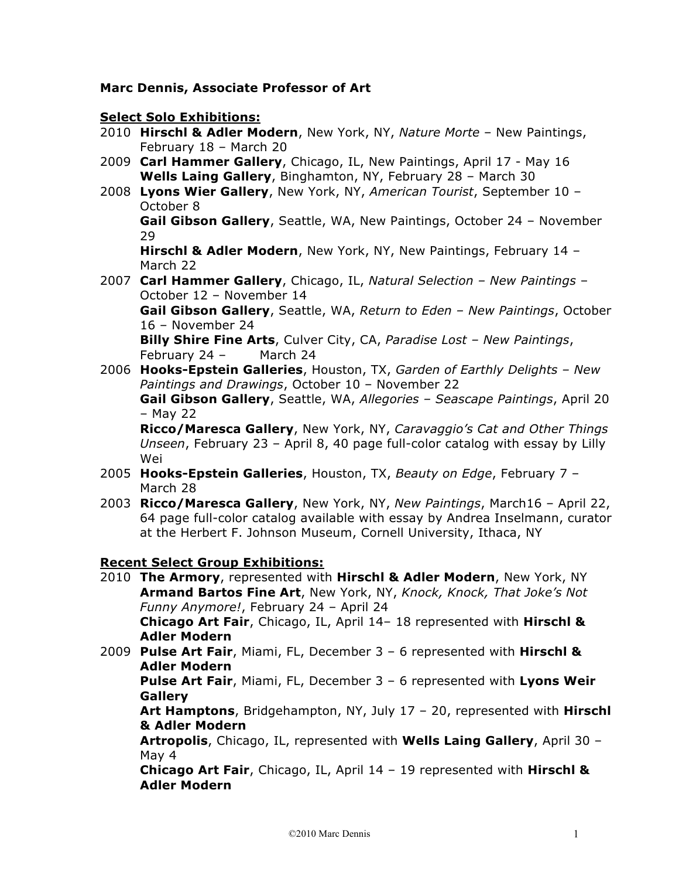**Marc Dennis, Associate Professor of Art**

**Select Solo Exhibitions:**

2010 **Hirschl & Adler Modern**, New York, NY, *Nature Morte* – New Paintings, February 18 – March 20

2009 **Carl Hammer Gallery**, Chicago, IL, New Paintings, April 17 - May 16
**Wells Laing Gallery**, Binghamton, NY, February 28 – March 30

2008 **Lyons Wier Gallery**, New York, NY, *American Tourist*, September 10 – October 8
**Gail Gibson Gallery**, Seattle, WA, New Paintings, October 24 – November 29
**Hirschl & Adler Modern**, New York, NY, New Paintings, February 14 – March 22

2007 **Carl Hammer Gallery**, Chicago, IL, *Natural Selection – New Paintings* – October 12 – November 14
**Gail Gibson Gallery**, Seattle, WA, *Return to Eden – New Paintings*, October 16 – November 24
**Billy Shire Fine Arts**, Culver City, CA, *Paradise Lost – New Paintings*, February 24 – March 24

2006 **Hooks-Epstein Galleries**, Houston, TX, *Garden of Earthly Delights – New Paintings and Drawings*, October 10 – November 22
**Gail Gibson Gallery**, Seattle, WA, *Allegories – Seascape Paintings*, April 20 – May 22
**Ricco/Maresca Gallery**, New York, NY, *Caravaggio's Cat and Other Things Unseen*, February 23 – April 8, 40 page full-color catalog with essay by Lilly Wei

2005 **Hooks-Epstein Galleries**, Houston, TX, *Beauty on Edge*, February 7 – March 28

2003 **Ricco/Maresca Gallery**, New York, NY, *New Paintings*, March16 – April 22, 64 page full-color catalog available with essay by Andrea Inselmann, curator at the Herbert F. Johnson Museum, Cornell University, Ithaca, NY

**Recent Select Group Exhibitions:**

2010 **The Armory**, represented with **Hirschl & Adler Modern**, New York, NY
**Armand Bartos Fine Art**, New York, NY, *Knock, Knock, That Joke's Not Funny Anymore!*, February 24 – April 24
**Chicago Art Fair**, Chicago, IL, April 14– 18 represented with **Hirschl & Adler Modern**

2009 **Pulse Art Fair**, Miami, FL, December 3 – 6 represented with **Hirschl & Adler Modern**
**Pulse Art Fair**, Miami, FL, December 3 – 6 represented with **Lyons Weir Gallery**
**Art Hamptons**, Bridgehampton, NY, July 17 – 20, represented with **Hirschl & Adler Modern**
**Artropolis**, Chicago, IL, represented with **Wells Laing Gallery**, April 30 – May 4
**Chicago Art Fair**, Chicago, IL, April 14 – 19 represented with **Hirschl & Adler Modern**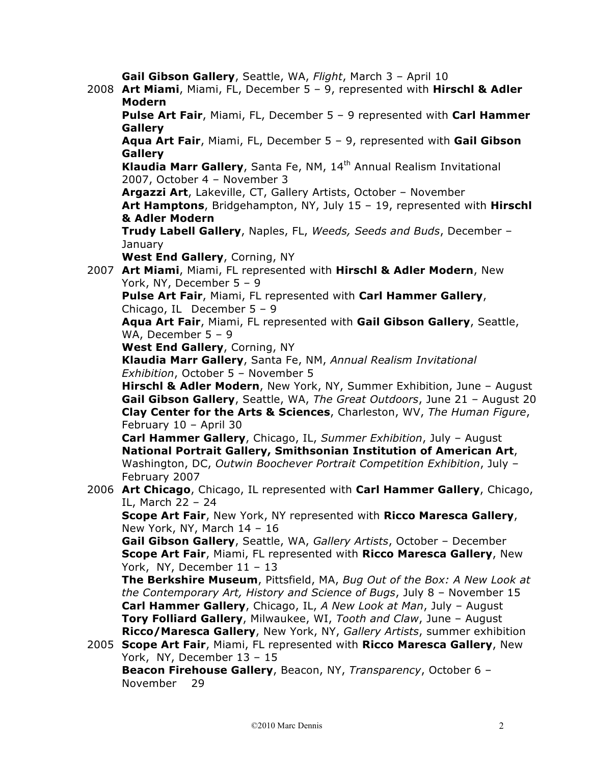**Gail Gibson Gallery**, Seattle, WA, *Flight*, March 3 – April 10

2008 **Art Miami**, Miami, FL, December 5 – 9, represented with **Hirschl & Adler Modern**
**Pulse Art Fair**, Miami, FL, December 5 – 9 represented with **Carl Hammer Gallery**
**Aqua Art Fair**, Miami, FL, December 5 – 9, represented with **Gail Gibson Gallery**
**Klaudia Marr Gallery**, Santa Fe, NM, 14th Annual Realism Invitational 2007, October 4 – November 3
**Argazzi Art**, Lakeville, CT, Gallery Artists, October – November
**Art Hamptons**, Bridgehampton, NY, July 15 – 19, represented with **Hirschl & Adler Modern**
**Trudy Labell Gallery**, Naples, FL, *Weeds, Seeds and Buds*, December – January
**West End Gallery**, Corning, NY

2007 **Art Miami**, Miami, FL represented with **Hirschl & Adler Modern**, New York, NY, December 5 – 9
**Pulse Art Fair**, Miami, FL represented with **Carl Hammer Gallery**, Chicago, IL December 5 – 9
**Aqua Art Fair**, Miami, FL represented with **Gail Gibson Gallery**, Seattle, WA, December 5 – 9
**West End Gallery**, Corning, NY
**Klaudia Marr Gallery**, Santa Fe, NM, *Annual Realism Invitational Exhibition*, October 5 – November 5
**Hirschl & Adler Modern**, New York, NY, Summer Exhibition, June – August
**Gail Gibson Gallery**, Seattle, WA, *The Great Outdoors*, June 21 – August 20
**Clay Center for the Arts & Sciences**, Charleston, WV, *The Human Figure*, February 10 – April 30
**Carl Hammer Gallery**, Chicago, IL, *Summer Exhibition*, July – August
**National Portrait Gallery, Smithsonian Institution of American Art**, Washington, DC, *Outwin Boochever Portrait Competition Exhibition*, July – February 2007

2006 **Art Chicago**, Chicago, IL represented with **Carl Hammer Gallery**, Chicago, IL, March 22 – 24
**Scope Art Fair**, New York, NY represented with **Ricco Maresca Gallery**, New York, NY, March 14 – 16
**Gail Gibson Gallery**, Seattle, WA, *Gallery Artists*, October – December
**Scope Art Fair**, Miami, FL represented with **Ricco Maresca Gallery**, New York, NY, December 11 – 13
**The Berkshire Museum**, Pittsfield, MA, *Bug Out of the Box: A New Look at the Contemporary Art, History and Science of Bugs*, July 8 – November 15
**Carl Hammer Gallery**, Chicago, IL, *A New Look at Man*, July – August
**Tory Folliard Gallery**, Milwaukee, WI, *Tooth and Claw*, June – August
**Ricco/Maresca Gallery**, New York, NY, *Gallery Artists*, summer exhibition

2005 **Scope Art Fair**, Miami, FL represented with **Ricco Maresca Gallery**, New York, NY, December 13 – 15
**Beacon Firehouse Gallery**, Beacon, NY, *Transparency*, October 6 – November 29

©2010 Marc Dennis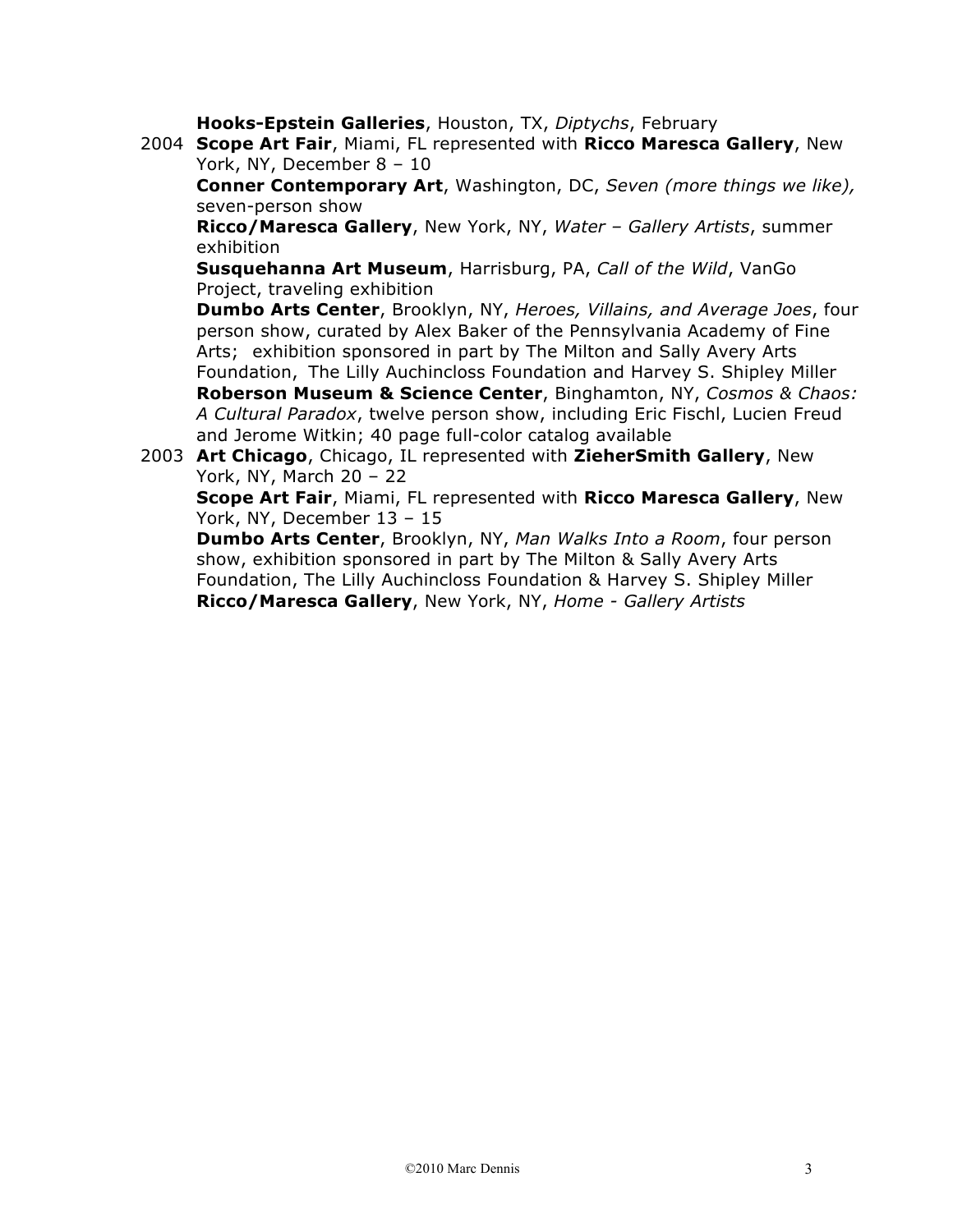**Hooks-Epstein Galleries**, Houston, TX, *Diptychs*, February

2004 **Scope Art Fair**, Miami, FL represented with **Ricco Maresca Gallery**, New York, NY, December 8 – 10

**Conner Contemporary Art**, Washington, DC, *Seven (more things we like),* seven-person show

**Ricco/Maresca Gallery**, New York, NY, *Water – Gallery Artists*, summer exhibition

**Susquehanna Art Museum**, Harrisburg, PA, *Call of the Wild*, VanGo Project, traveling exhibition

**Dumbo Arts Center**, Brooklyn, NY, *Heroes, Villains, and Average Joes*, four person show, curated by Alex Baker of the Pennsylvania Academy of Fine Arts; exhibition sponsored in part by The Milton and Sally Avery Arts Foundation, The Lilly Auchincloss Foundation and Harvey S. Shipley Miller

**Roberson Museum & Science Center**, Binghamton, NY, *Cosmos & Chaos: A Cultural Paradox*, twelve person show, including Eric Fischl, Lucien Freud and Jerome Witkin; 40 page full-color catalog available

2003 **Art Chicago**, Chicago, IL represented with **ZieherSmith Gallery**, New York, NY, March 20 – 22

**Scope Art Fair**, Miami, FL represented with **Ricco Maresca Gallery**, New York, NY, December 13 – 15

**Dumbo Arts Center**, Brooklyn, NY, *Man Walks Into a Room*, four person show, exhibition sponsored in part by The Milton & Sally Avery Arts Foundation, The Lilly Auchincloss Foundation & Harvey S. Shipley Miller

**Ricco/Maresca Gallery**, New York, NY, *Home - Gallery Artists*